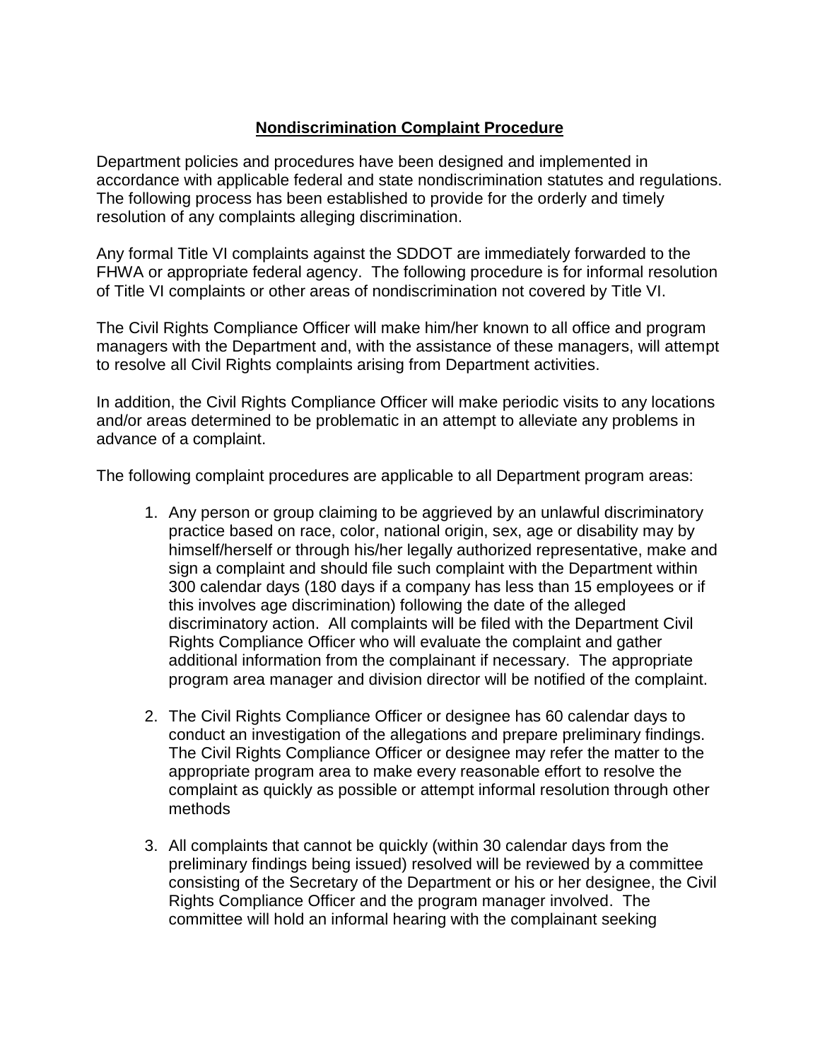## <u>Nondiscrimination Complaint Procedure</u>

Department policies and procedures have been designed and implemented in accordance with applicable federal and state nondiscrimination statutes and regulations. The following process has been established to provide for the orderly and timely resolution of any complaints alleging discrimination.

Any formal Title VI complaints against the SDDOT are immediately forwarded to the FHWA or appropriate federal agency. The following procedure is for informal resolution of Title VI complaints or other areas of nondiscrimination not covered by Title VI.

The Civil Rights Compliance Officer will make him/her known to all office and program managers with the Department and, with the assistance of these managers, will attempt to resolve all Civil Rights complaints arising from Department activities.

In addition, the Civil Rights Compliance Officer will make periodic visits to any locations and/or areas determined to be problematic in an attempt to alleviate any problems in advance of a complaint.

The following complaint procedures are applicable to all Department program areas:

1. Any person or group claiming to be aggrieved by an unlawful discriminatory practice based on race, color, national origin, sex, age or disability may by himself/herself or through his/her legally authorized representative, make and sign a complaint and should file such complaint with the Department within 300 calendar days (180 days if a company has less than 15 employees or if this involves age discrimination) following the date of the alleged discriminatory action. All complaints will be filed with the Department Civil Rights Compliance Officer who will evaluate the complaint and gather additional information from the complainant if necessary. The appropriate program area manager and division director will be notified of the complaint.

2. The Civil Rights Compliance Officer or designee has 60 calendar days to conduct an investigation of the allegations and prepare preliminary findings. The Civil Rights Compliance Officer or designee may refer the matter to the appropriate program area to make every reasonable effort to resolve the complaint as quickly as possible or attempt informal resolution through other methods

3. All complaints that cannot be quickly (within 30 calendar days from the preliminary findings being issued) resolved will be reviewed by a committee consisting of the Secretary of the Department or his or her designee, the Civil Rights Compliance Officer and the program manager involved. The committee will hold an informal hearing with the complainant seeking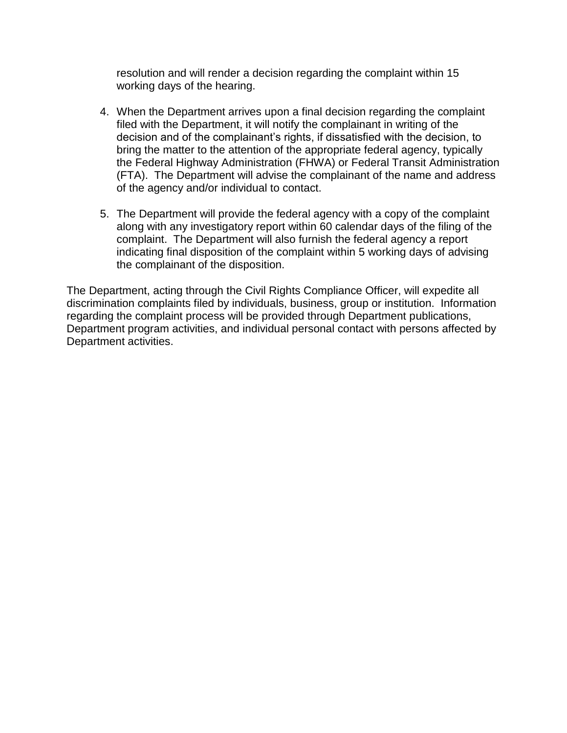resolution and will render a decision regarding the complaint within 15 working days of the hearing.

4. When the Department arrives upon a final decision regarding the complaint filed with the Department, it will notify the complainant in writing of the decision and of the complainant's rights, if dissatisfied with the decision, to bring the matter to the attention of the appropriate federal agency, typically the Federal Highway Administration (FHWA) or Federal Transit Administration (FTA). The Department will advise the complainant of the name and address of the agency and/or individual to contact.

5. The Department will provide the federal agency with a copy of the complaint along with any investigatory report within 60 calendar days of the filing of the complaint. The Department will also furnish the federal agency a report indicating final disposition of the complaint within 5 working days of advising the complainant of the disposition.

The Department, acting through the Civil Rights Compliance Officer, will expedite all discrimination complaints filed by individuals, business, group or institution. Information regarding the complaint process will be provided through Department publications, Department program activities, and individual personal contact with persons affected by Department activities.